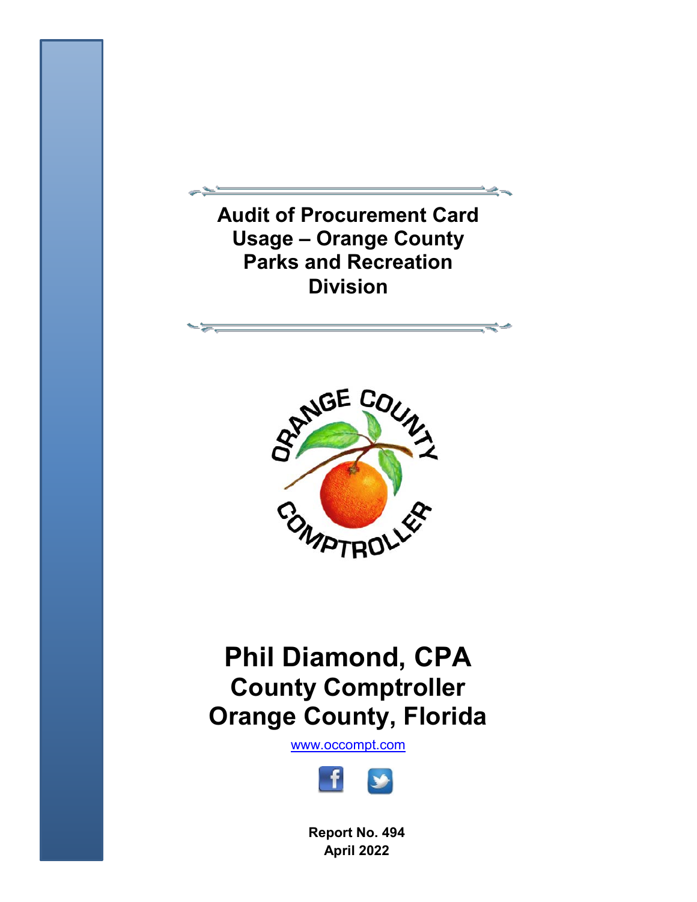# Audit of Procurement Card Usage – Orange County Parks and Recreation Division

## Phil Diamond, CPA
## County Comptroller
## Orange County, Florida

www.occompt.com

**Report No. 494**
**April 2022**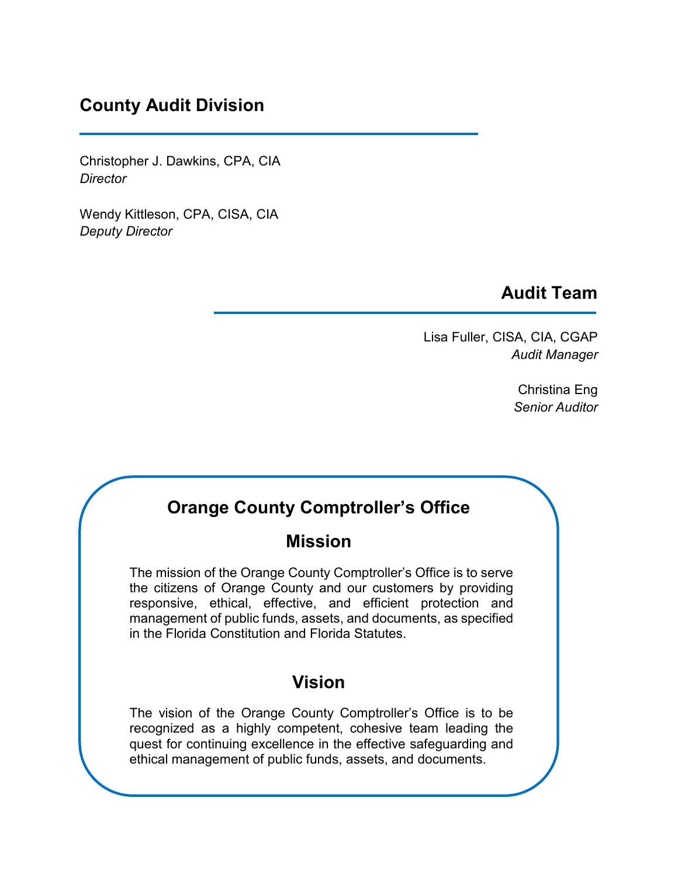## County Audit Division

Christopher J. Dawkins, CPA, CIA
*Director*

Wendy Kittleson, CPA, CISA, CIA
*Deputy Director*

## Audit Team

Lisa Fuller, CISA, CIA, CGAP
*Audit Manager*

Christina Eng
*Senior Auditor*

## Orange County Comptroller's Office

### Mission

The mission of the Orange County Comptroller's Office is to serve the citizens of Orange County and our customers by providing responsive, ethical, effective, and efficient protection and management of public funds, assets, and documents, as specified in the Florida Constitution and Florida Statutes.

### Vision

The vision of the Orange County Comptroller's Office is to be recognized as a highly competent, cohesive team leading the quest for continuing excellence in the effective safeguarding and ethical management of public funds, assets, and documents.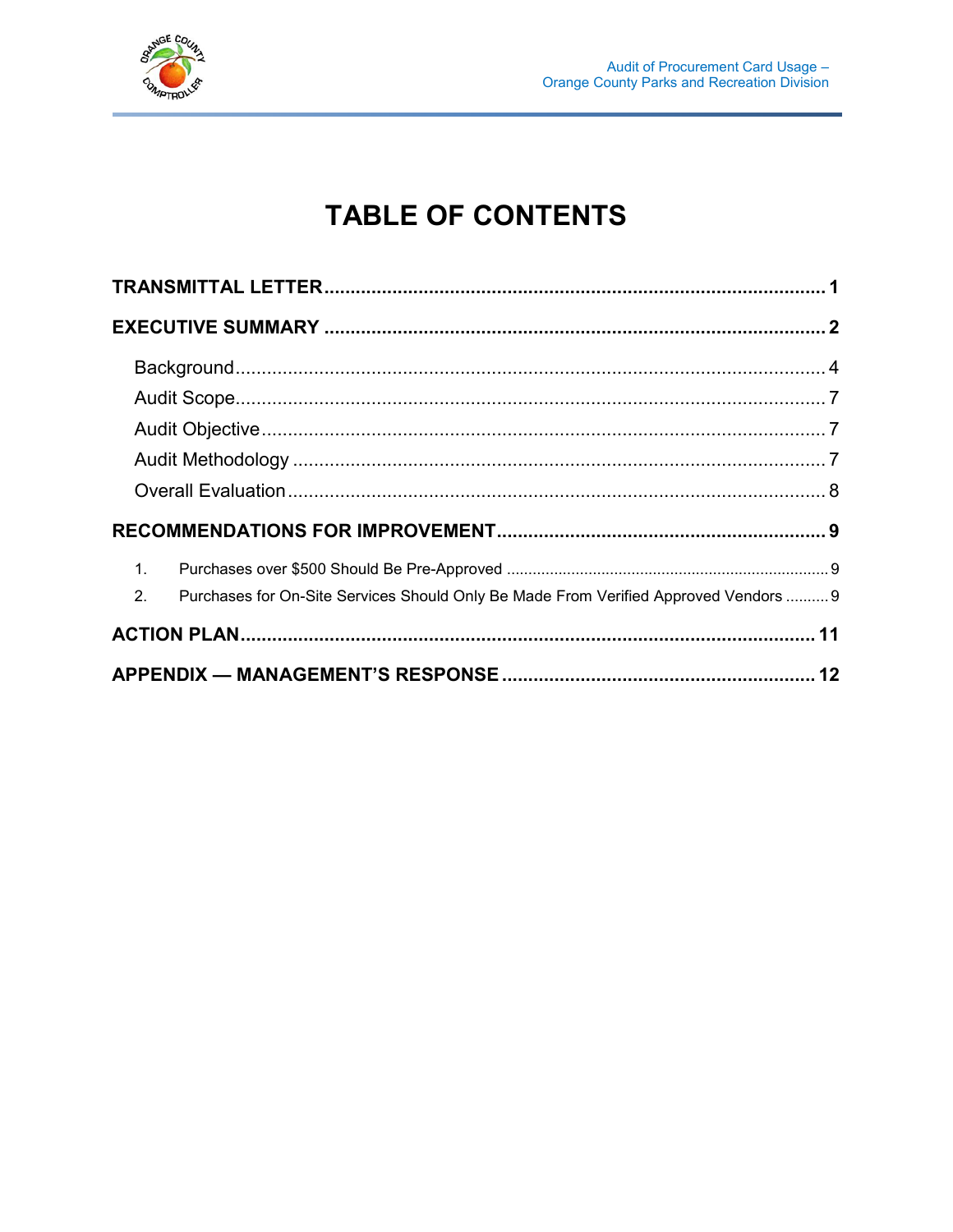# TABLE OF CONTENTS

**TRANSMITTAL LETTER** .......... **1**

**EXECUTIVE SUMMARY** .......... **2**

- Background .......... 4
- Audit Scope .......... 7
- Audit Objective .......... 7
- Audit Methodology .......... 7
- Overall Evaluation .......... 8

**RECOMMENDATIONS FOR IMPROVEMENT** .......... **9**

1. Purchases over $500 Should Be Pre-Approved .......... 9
2. Purchases for On-Site Services Should Only Be Made From Verified Approved Vendors .......... 9

**ACTION PLAN** .......... **11**

**APPENDIX — MANAGEMENT'S RESPONSE** .......... **12**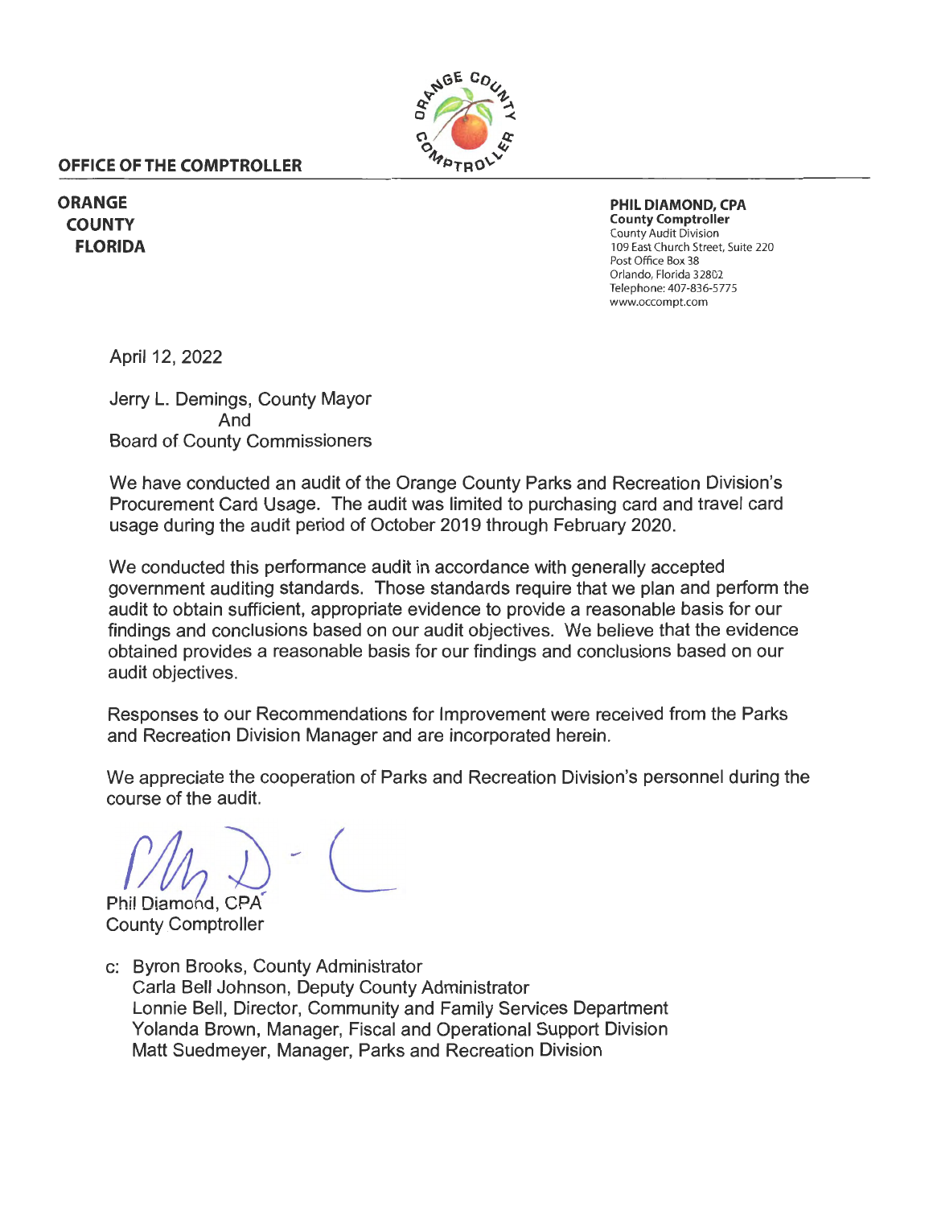**OFFICE OF THE COMPTROLLER**

**ORANGE COUNTY FLORIDA**

**PHIL DIAMOND, CPA**
**County Comptroller**
County Audit Division
109 East Church Street, Suite 220
Post Office Box 38
Orlando, Florida 32802
Telephone: 407-836-5775
www.occompt.com

April 12, 2022

Jerry L. Demings, County Mayor
And
Board of County Commissioners

We have conducted an audit of the Orange County Parks and Recreation Division's Procurement Card Usage. The audit was limited to purchasing card and travel card usage during the audit period of October 2019 through February 2020.

We conducted this performance audit in accordance with generally accepted government auditing standards. Those standards require that we plan and perform the audit to obtain sufficient, appropriate evidence to provide a reasonable basis for our findings and conclusions based on our audit objectives. We believe that the evidence obtained provides a reasonable basis for our findings and conclusions based on our audit objectives.

Responses to our Recommendations for Improvement were received from the Parks and Recreation Division Manager and are incorporated herein.

We appreciate the cooperation of Parks and Recreation Division's personnel during the course of the audit.

Phil Diamond, CPA
County Comptroller

c: Byron Brooks, County Administrator
Carla Bell Johnson, Deputy County Administrator
Lonnie Bell, Director, Community and Family Services Department
Yolanda Brown, Manager, Fiscal and Operational Support Division
Matt Suedmeyer, Manager, Parks and Recreation Division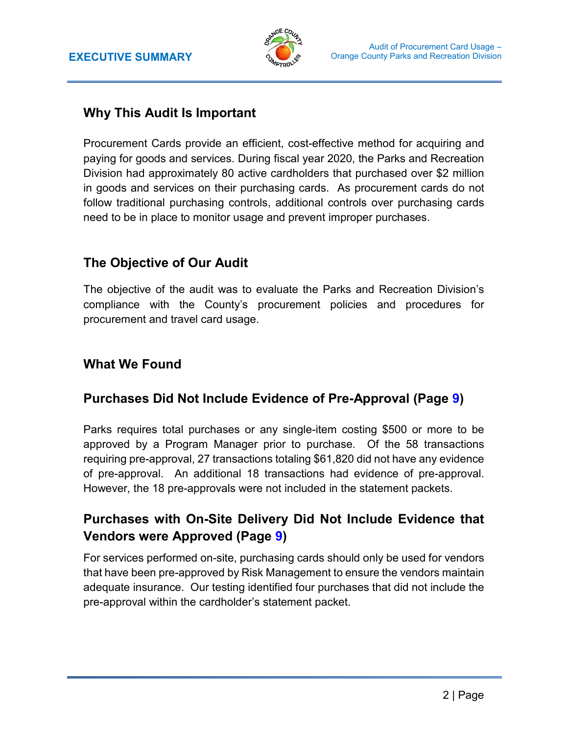# EXECUTIVE SUMMARY

## Why This Audit Is Important

Procurement Cards provide an efficient, cost-effective method for acquiring and paying for goods and services. During fiscal year 2020, the Parks and Recreation Division had approximately 80 active cardholders that purchased over $2 million in goods and services on their purchasing cards. As procurement cards do not follow traditional purchasing controls, additional controls over purchasing cards need to be in place to monitor usage and prevent improper purchases.

## The Objective of Our Audit

The objective of the audit was to evaluate the Parks and Recreation Division's compliance with the County's procurement policies and procedures for procurement and travel card usage.

## What We Found

### Purchases Did Not Include Evidence of Pre-Approval (Page 9)

Parks requires total purchases or any single-item costing $500 or more to be approved by a Program Manager prior to purchase. Of the 58 transactions requiring pre-approval, 27 transactions totaling $61,820 did not have any evidence of pre-approval. An additional 18 transactions had evidence of pre-approval. However, the 18 pre-approvals were not included in the statement packets.

### Purchases with On-Site Delivery Did Not Include Evidence that Vendors were Approved (Page 9)

For services performed on-site, purchasing cards should only be used for vendors that have been pre-approved by Risk Management to ensure the vendors maintain adequate insurance. Our testing identified four purchases that did not include the pre-approval within the cardholder's statement packet.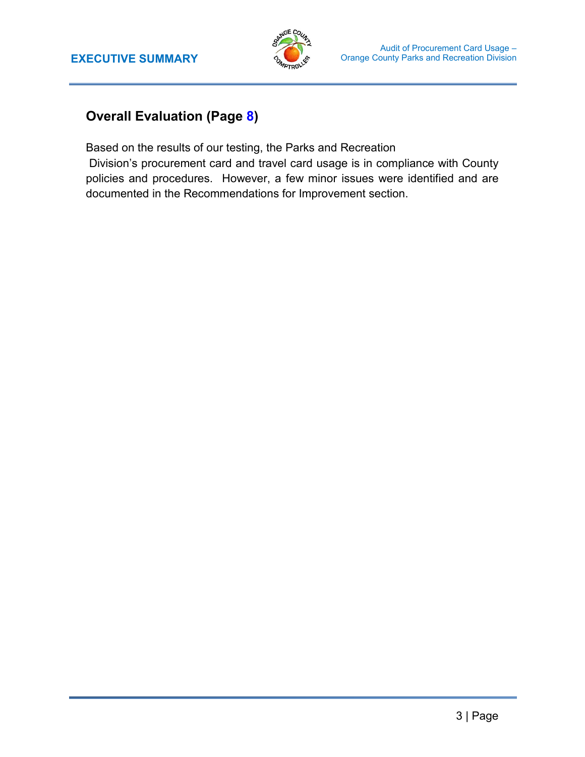## Overall Evaluation (Page 8)

Based on the results of our testing, the Parks and Recreation Division's procurement card and travel card usage is in compliance with County policies and procedures. However, a few minor issues were identified and are documented in the Recommendations for Improvement section.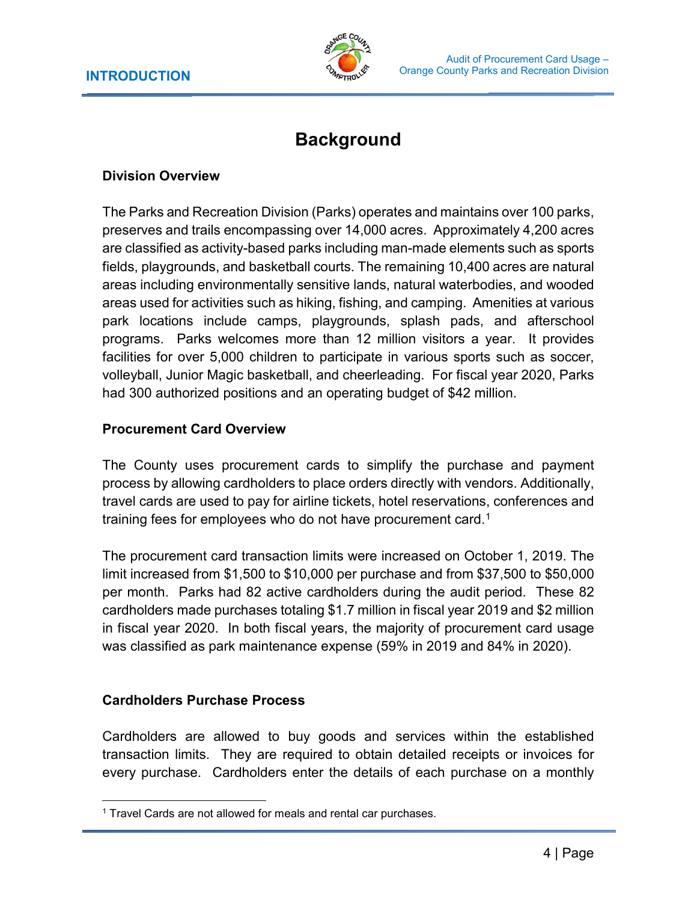# Background

### Division Overview

The Parks and Recreation Division (Parks) operates and maintains over 100 parks, preserves and trails encompassing over 14,000 acres. Approximately 4,200 acres are classified as activity-based parks including man-made elements such as sports fields, playgrounds, and basketball courts. The remaining 10,400 acres are natural areas including environmentally sensitive lands, natural waterbodies, and wooded areas used for activities such as hiking, fishing, and camping. Amenities at various park locations include camps, playgrounds, splash pads, and afterschool programs. Parks welcomes more than 12 million visitors a year. It provides facilities for over 5,000 children to participate in various sports such as soccer, volleyball, Junior Magic basketball, and cheerleading. For fiscal year 2020, Parks had 300 authorized positions and an operating budget of $42 million.

### Procurement Card Overview

The County uses procurement cards to simplify the purchase and payment process by allowing cardholders to place orders directly with vendors. Additionally, travel cards are used to pay for airline tickets, hotel reservations, conferences and training fees for employees who do not have procurement card.[1]

The procurement card transaction limits were increased on October 1, 2019. The limit increased from $1,500 to $10,000 per purchase and from $37,500 to $50,000 per month. Parks had 82 active cardholders during the audit period. These 82 cardholders made purchases totaling $1.7 million in fiscal year 2019 and $2 million in fiscal year 2020. In both fiscal years, the majority of procurement card usage was classified as park maintenance expense (59% in 2019 and 84% in 2020).

### Cardholders Purchase Process

Cardholders are allowed to buy goods and services within the established transaction limits. They are required to obtain detailed receipts or invoices for every purchase. Cardholders enter the details of each purchase on a monthly

[1] Travel Cards are not allowed for meals and rental car purchases.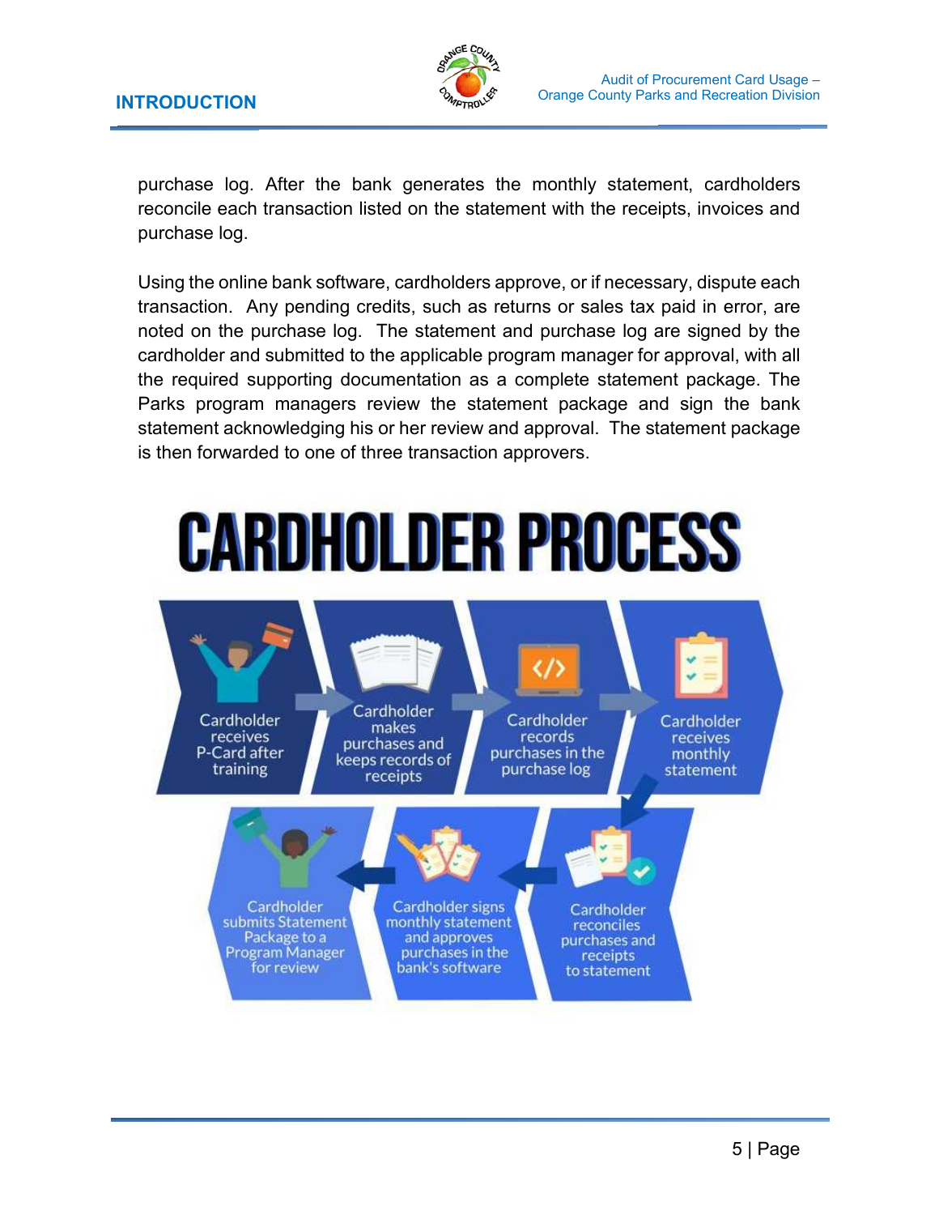purchase log. After the bank generates the monthly statement, cardholders reconcile each transaction listed on the statement with the receipts, invoices and purchase log.

Using the online bank software, cardholders approve, or if necessary, dispute each transaction. Any pending credits, such as returns or sales tax paid in error, are noted on the purchase log. The statement and purchase log are signed by the cardholder and submitted to the applicable program manager for approval, with all the required supporting documentation as a complete statement package. The Parks program managers review the statement package and sign the bank statement acknowledging his or her review and approval. The statement package is then forwarded to one of three transaction approvers.

# CARDHOLDER PROCESS

1. Cardholder receives P-Card after training
2. Cardholder makes purchases and keeps records of receipts
3. Cardholder records purchases in the purchase log
4. Cardholder receives monthly statement
5. Cardholder reconciles purchases and receipts to statement
6. Cardholder signs monthly statement and approves purchases in the bank's software
7. Cardholder submits Statement Package to a Program Manager for review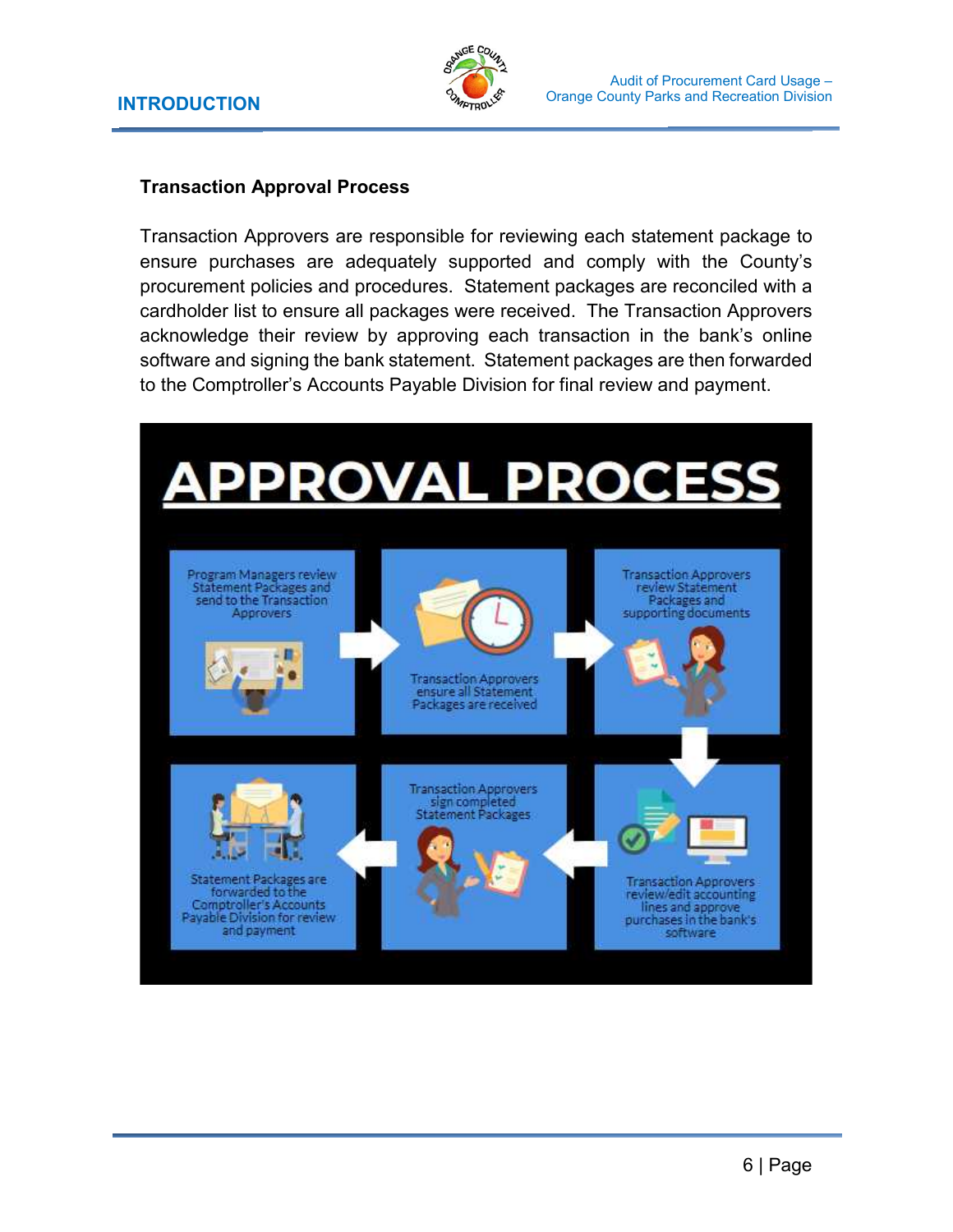### Transaction Approval Process

Transaction Approvers are responsible for reviewing each statement package to ensure purchases are adequately supported and comply with the County's procurement policies and procedures. Statement packages are reconciled with a cardholder list to ensure all packages were received. The Transaction Approvers acknowledge their review by approving each transaction in the bank's online software and signing the bank statement. Statement packages are then forwarded to the Comptroller's Accounts Payable Division for final review and payment.

## APPROVAL PROCESS

1. Program Managers review Statement Packages and send to the Transaction Approvers
2. Transaction Approvers ensure all Statement Packages are received
3. Transaction Approvers review Statement Packages and supporting documents
4. Transaction Approvers review/edit accounting lines and approve purchases in the bank's software
5. Transaction Approvers sign completed Statement Packages
6. Statement Packages are forwarded to the Comptroller's Accounts Payable Division for review and payment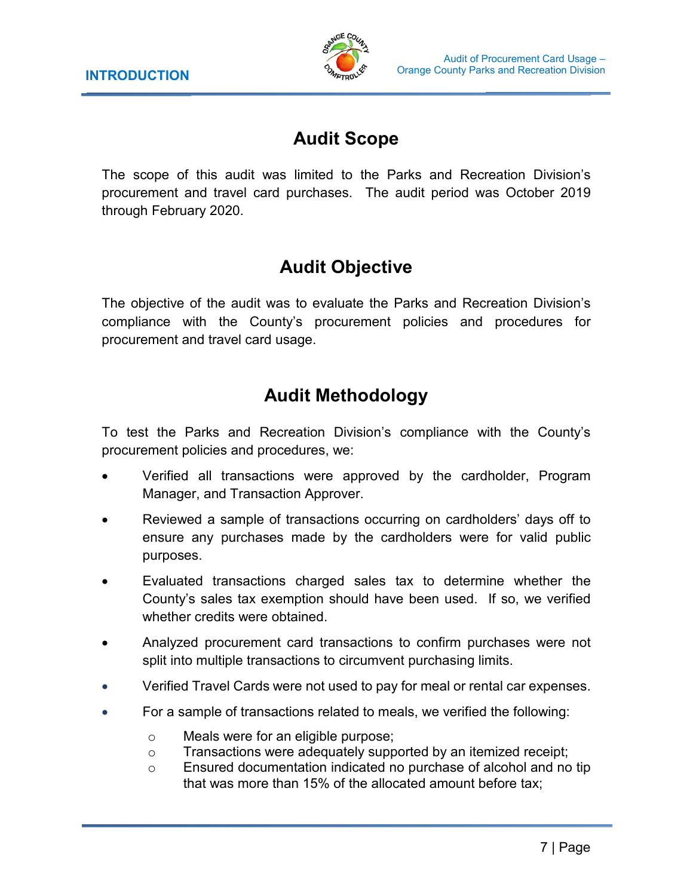## Audit Scope

The scope of this audit was limited to the Parks and Recreation Division's procurement and travel card purchases. The audit period was October 2019 through February 2020.

## Audit Objective

The objective of the audit was to evaluate the Parks and Recreation Division's compliance with the County's procurement policies and procedures for procurement and travel card usage.

## Audit Methodology

To test the Parks and Recreation Division's compliance with the County's procurement policies and procedures, we:

- Verified all transactions were approved by the cardholder, Program Manager, and Transaction Approver.
- Reviewed a sample of transactions occurring on cardholders' days off to ensure any purchases made by the cardholders were for valid public purposes.
- Evaluated transactions charged sales tax to determine whether the County's sales tax exemption should have been used. If so, we verified whether credits were obtained.
- Analyzed procurement card transactions to confirm purchases were not split into multiple transactions to circumvent purchasing limits.
- Verified Travel Cards were not used to pay for meal or rental car expenses.
- For a sample of transactions related to meals, we verified the following:
  - Meals were for an eligible purpose;
  - Transactions were adequately supported by an itemized receipt;
  - Ensured documentation indicated no purchase of alcohol and no tip that was more than 15% of the allocated amount before tax;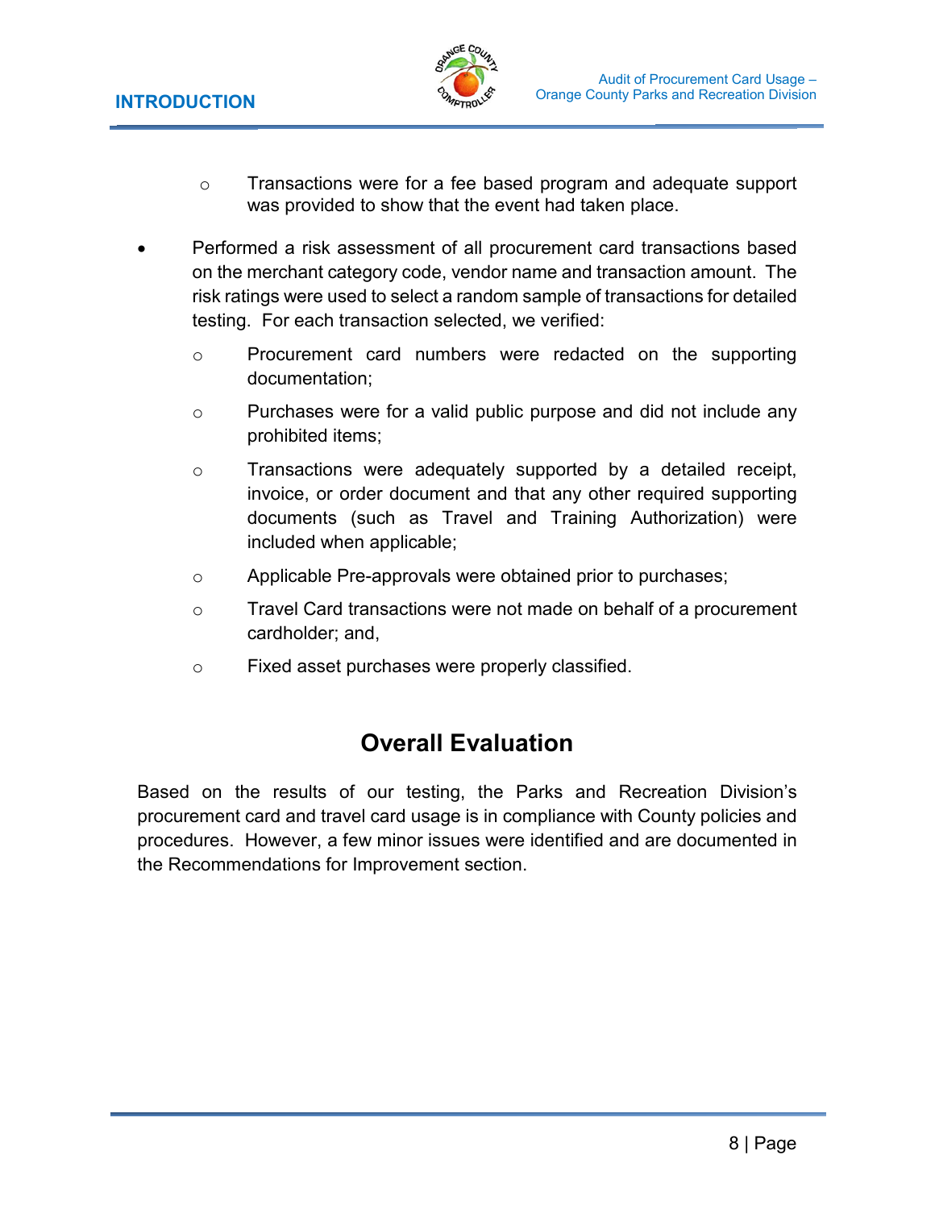- Transactions were for a fee based program and adequate support was provided to show that the event had taken place.

- Performed a risk assessment of all procurement card transactions based on the merchant category code, vendor name and transaction amount. The risk ratings were used to select a random sample of transactions for detailed testing. For each transaction selected, we verified:
  - Procurement card numbers were redacted on the supporting documentation;
  - Purchases were for a valid public purpose and did not include any prohibited items;
  - Transactions were adequately supported by a detailed receipt, invoice, or order document and that any other required supporting documents (such as Travel and Training Authorization) were included when applicable;
  - Applicable Pre-approvals were obtained prior to purchases;
  - Travel Card transactions were not made on behalf of a procurement cardholder; and,
  - Fixed asset purchases were properly classified.

## Overall Evaluation

Based on the results of our testing, the Parks and Recreation Division's procurement card and travel card usage is in compliance with County policies and procedures. However, a few minor issues were identified and are documented in the Recommendations for Improvement section.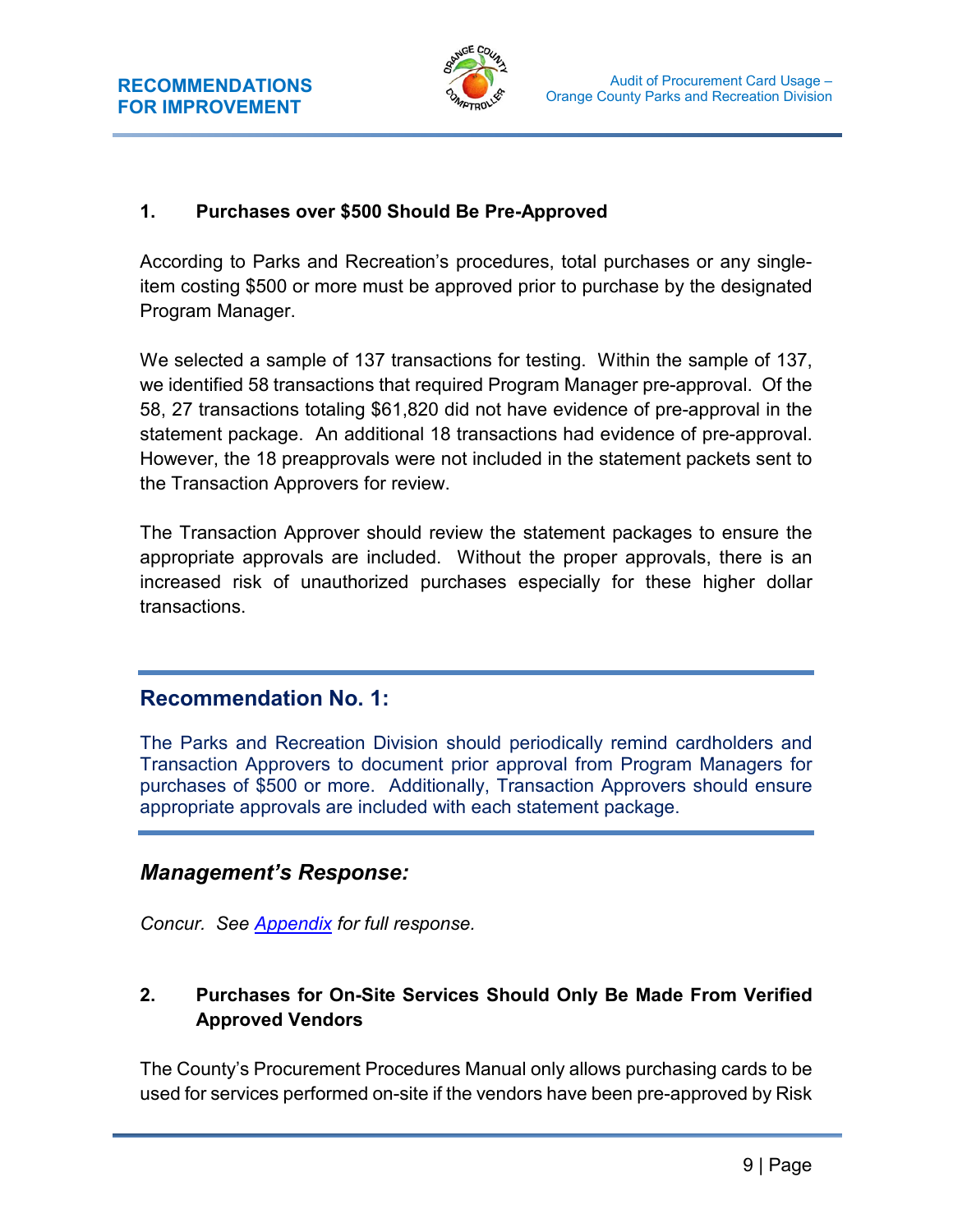## 1. Purchases over $500 Should Be Pre-Approved

According to Parks and Recreation's procedures, total purchases or any single-item costing $500 or more must be approved prior to purchase by the designated Program Manager.

We selected a sample of 137 transactions for testing. Within the sample of 137, we identified 58 transactions that required Program Manager pre-approval. Of the 58, 27 transactions totaling $61,820 did not have evidence of pre-approval in the statement package. An additional 18 transactions had evidence of pre-approval. However, the 18 preapprovals were not included in the statement packets sent to the Transaction Approvers for review.

The Transaction Approver should review the statement packages to ensure the appropriate approvals are included. Without the proper approvals, there is an increased risk of unauthorized purchases especially for these higher dollar transactions.

### Recommendation No. 1:

The Parks and Recreation Division should periodically remind cardholders and Transaction Approvers to document prior approval from Program Managers for purchases of $500 or more. Additionally, Transaction Approvers should ensure appropriate approvals are included with each statement package.

### *Management's Response:*

*Concur. See Appendix for full response.*

## 2. Purchases for On-Site Services Should Only Be Made From Verified Approved Vendors

The County's Procurement Procedures Manual only allows purchasing cards to be used for services performed on-site if the vendors have been pre-approved by Risk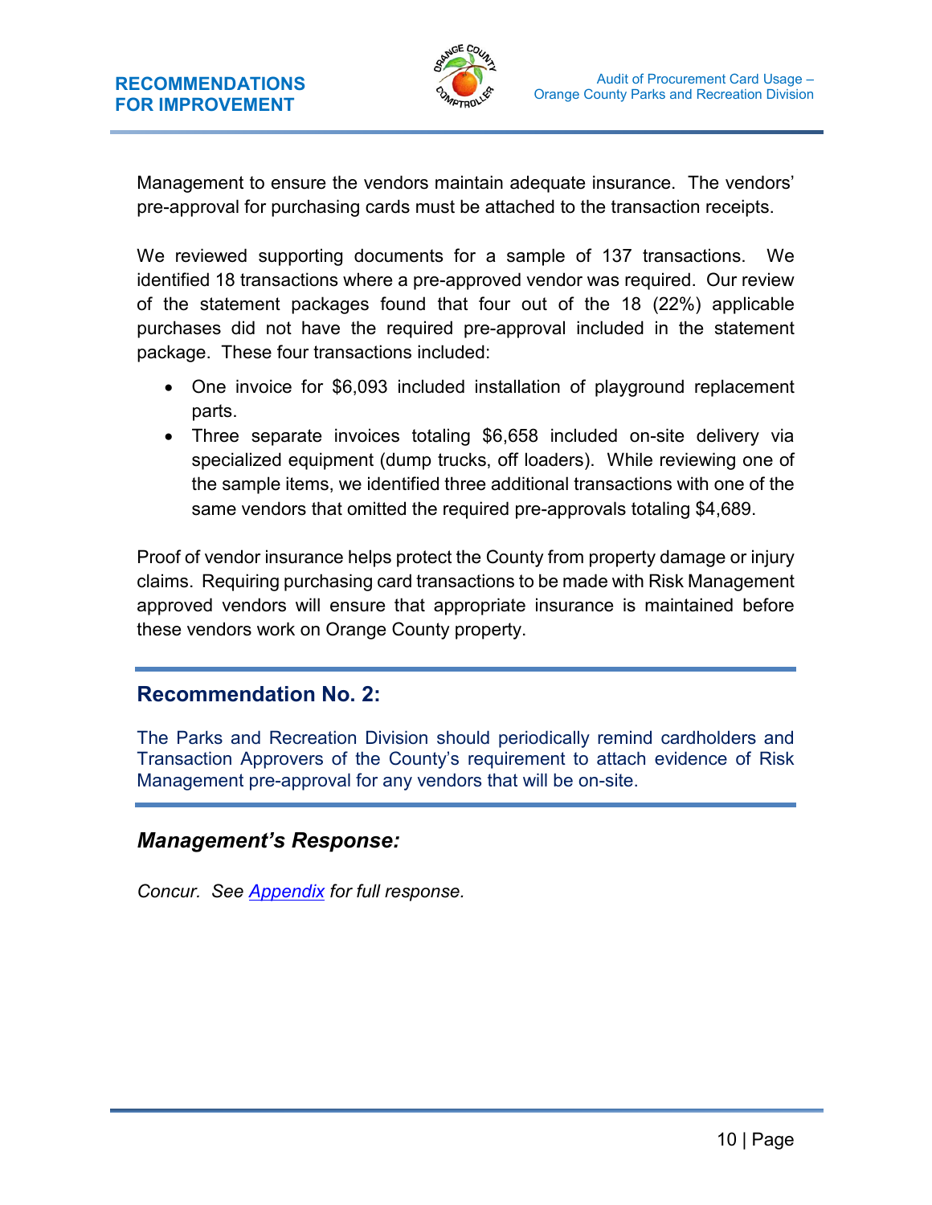Management to ensure the vendors maintain adequate insurance. The vendors' pre-approval for purchasing cards must be attached to the transaction receipts.

We reviewed supporting documents for a sample of 137 transactions. We identified 18 transactions where a pre-approved vendor was required. Our review of the statement packages found that four out of the 18 (22%) applicable purchases did not have the required pre-approval included in the statement package. These four transactions included:

- One invoice for $6,093 included installation of playground replacement parts.
- Three separate invoices totaling $6,658 included on-site delivery via specialized equipment (dump trucks, off loaders). While reviewing one of the sample items, we identified three additional transactions with one of the same vendors that omitted the required pre-approvals totaling $4,689.

Proof of vendor insurance helps protect the County from property damage or injury claims. Requiring purchasing card transactions to be made with Risk Management approved vendors will ensure that appropriate insurance is maintained before these vendors work on Orange County property.

## Recommendation No. 2:

The Parks and Recreation Division should periodically remind cardholders and Transaction Approvers of the County's requirement to attach evidence of Risk Management pre-approval for any vendors that will be on-site.

### *Management's Response:*

*Concur. See Appendix for full response.*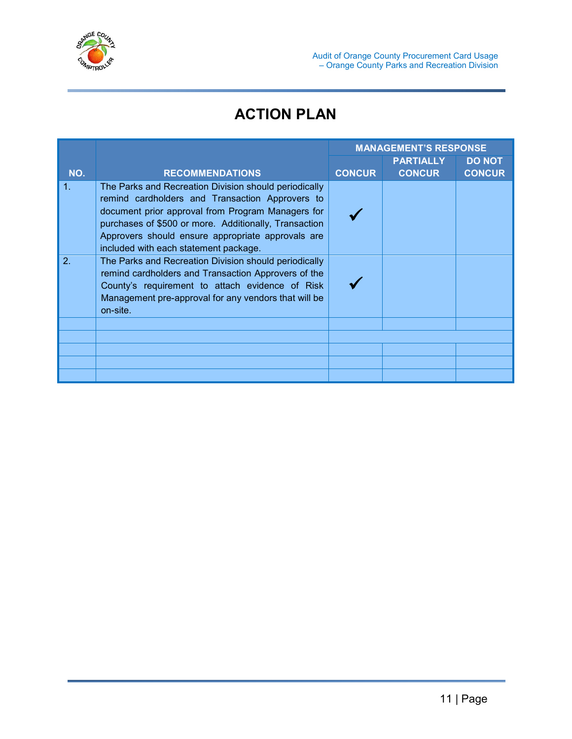# ACTION PLAN

| NO. | RECOMMENDATIONS | MANAGEMENT'S RESPONSE | | |
|---|---|---|---|---|
| | | CONCUR | PARTIALLY CONCUR | DO NOT CONCUR |
| 1. | The Parks and Recreation Division should periodically remind cardholders and Transaction Approvers to document prior approval from Program Managers for purchases of $500 or more. Additionally, Transaction Approvers should ensure appropriate approvals are included with each statement package. | ✓ | | |
| 2. | The Parks and Recreation Division should periodically remind cardholders and Transaction Approvers of the County's requirement to attach evidence of Risk Management pre-approval for any vendors that will be on-site. | ✓ | | |
| | | | | |
| | | | | |
| | | | | |
| | | | | |
| | | | | |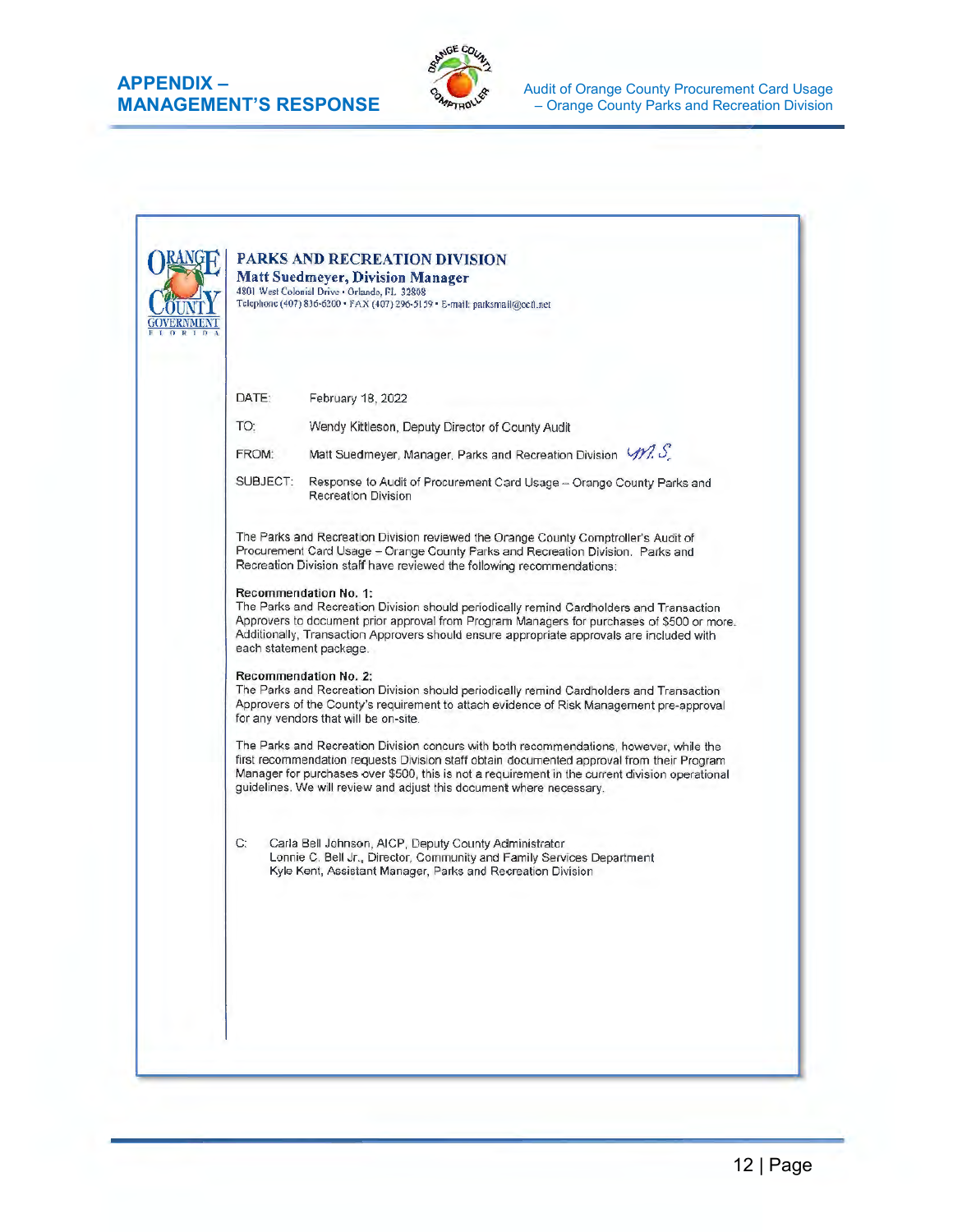# APPENDIX – MANAGEMENT'S RESPONSE

**PARKS AND RECREATION DIVISION**
**Matt Suedmeyer, Division Manager**
4801 West Colonial Drive • Orlando, FL 32808
Telephone (407) 836-6200 • FAX (407) 296-5159 • E-mail: parksmail@ocfl.net

DATE: February 18, 2022

TO: Wendy Kittleson, Deputy Director of County Audit

FROM: Matt Suedmeyer, Manager, Parks and Recreation Division *M.S.*

SUBJECT: Response to Audit of Procurement Card Usage – Orange County Parks and Recreation Division

The Parks and Recreation Division reviewed the Orange County Comptroller's Audit of Procurement Card Usage – Orange County Parks and Recreation Division. Parks and Recreation Division staff have reviewed the following recommendations:

**Recommendation No. 1:**
The Parks and Recreation Division should periodically remind Cardholders and Transaction Approvers to document prior approval from Program Managers for purchases of $500 or more. Additionally, Transaction Approvers should ensure appropriate approvals are included with each statement package.

**Recommendation No. 2:**
The Parks and Recreation Division should periodically remind Cardholders and Transaction Approvers of the County's requirement to attach evidence of Risk Management pre-approval for any vendors that will be on-site.

The Parks and Recreation Division concurs with both recommendations, however, while the first recommendation requests Division staff obtain documented approval from their Program Manager for purchases over $500, this is not a requirement in the current division operational guidelines. We will review and adjust this document where necessary.

C: Carla Bell Johnson, AICP, Deputy County Administrator
Lonnie C. Bell Jr., Director, Community and Family Services Department
Kyle Kent, Assistant Manager, Parks and Recreation Division